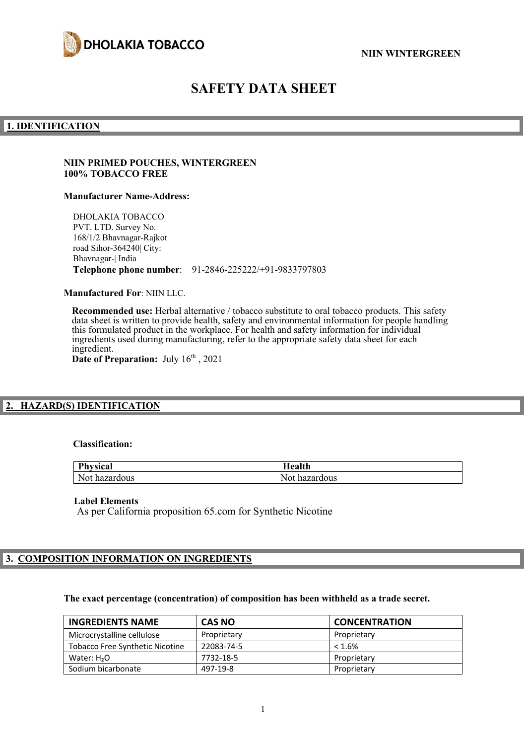DHOLAKIA TOBACCO

NIIN WINTERGREEN

# SAFETY DATA SHEET

## 1. IDENTIFICATION

**NIIN PRIMED POUCHES, WINTERGREEN**
**100% TOBACCO FREE**

**Manufacturer Name-Address:**

DHOLAKIA TOBACCO
PVT. LTD. Survey No.
168/1/2 Bhavnagar-Rajkot
road Sihor-364240| City:
Bhavnagar-| India
**Telephone phone number**: 91-2846-225222/+91-9833797803

**Manufactured For**: NIIN LLC.

**Recommended use:** Herbal alternative / tobacco substitute to oral tobacco products. This safety data sheet is written to provide health, safety and environmental information for people handling this formulated product in the workplace. For health and safety information for individual ingredients used during manufacturing, refer to the appropriate safety data sheet for each ingredient.
**Date of Preparation:** July 16th , 2021

## 2. HAZARD(S) IDENTIFICATION

**Classification:**

| Physical | Health |
|---|---|
| Not hazardous | Not hazardous |

**Label Elements**
As per California proposition 65.com for Synthetic Nicotine

## 3. COMPOSITION INFORMATION ON INGREDIENTS

**The exact percentage (concentration) of composition has been withheld as a trade secret.**

| INGREDIENTS NAME | CAS NO | CONCENTRATION |
|---|---|---|
| Microcrystalline cellulose | Proprietary | Proprietary |
| Tobacco Free Synthetic Nicotine | 22083-74-5 | < 1.6% |
| Water: $H_2O$ | 7732-18-5 | Proprietary |
| Sodium bicarbonate | 497-19-8 | Proprietary |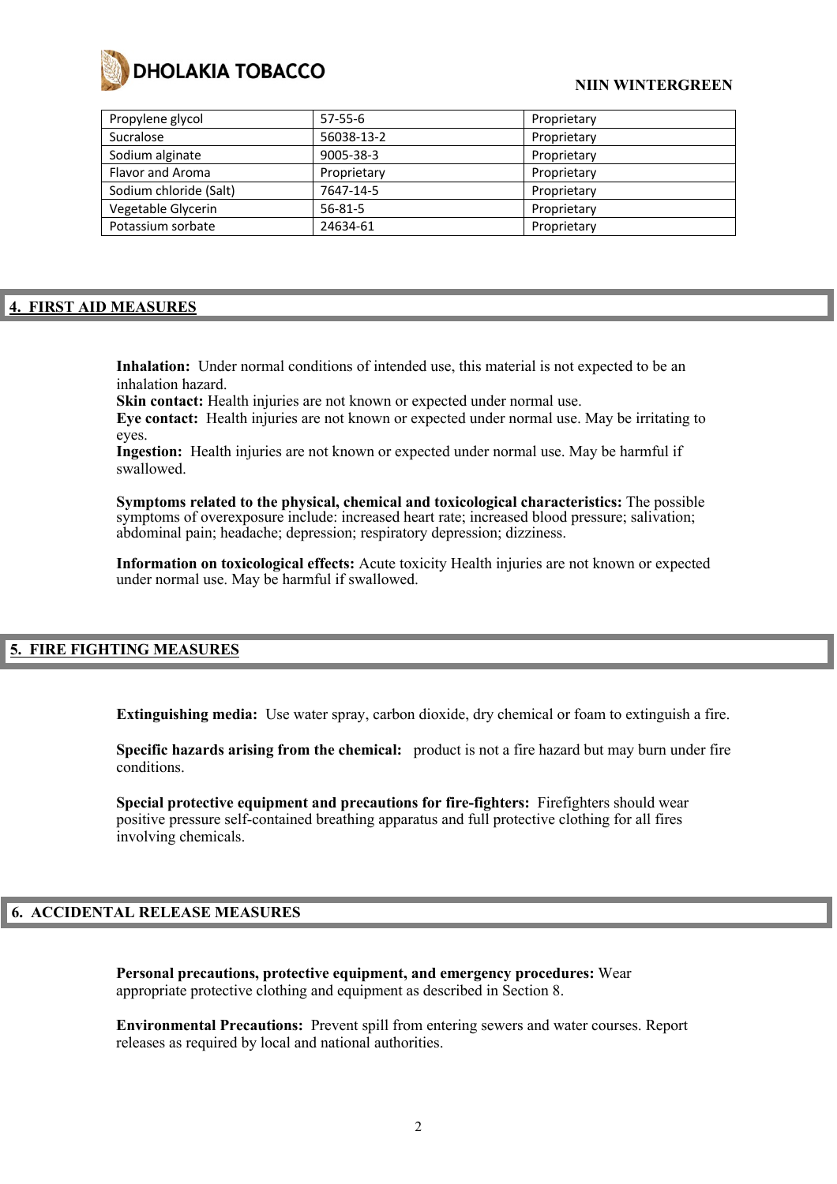| | | |
|---|---|---|
| Propylene glycol | 57-55-6 | Proprietary |
| Sucralose | 56038-13-2 | Proprietary |
| Sodium alginate | 9005-38-3 | Proprietary |
| Flavor and Aroma | Proprietary | Proprietary |
| Sodium chloride (Salt) | 7647-14-5 | Proprietary |
| Vegetable Glycerin | 56-81-5 | Proprietary |
| Potassium sorbate | 24634-61 | Proprietary |

## 4. FIRST AID MEASURES

**Inhalation:** Under normal conditions of intended use, this material is not expected to be an inhalation hazard.
**Skin contact:** Health injuries are not known or expected under normal use.
**Eye contact:** Health injuries are not known or expected under normal use. May be irritating to eyes.
**Ingestion:** Health injuries are not known or expected under normal use. May be harmful if swallowed.

**Symptoms related to the physical, chemical and toxicological characteristics:** The possible symptoms of overexposure include: increased heart rate; increased blood pressure; salivation; abdominal pain; headache; depression; respiratory depression; dizziness.

**Information on toxicological effects:** Acute toxicity Health injuries are not known or expected under normal use. May be harmful if swallowed.

## 5. FIRE FIGHTING MEASURES

**Extinguishing media:** Use water spray, carbon dioxide, dry chemical or foam to extinguish a fire.

**Specific hazards arising from the chemical:** product is not a fire hazard but may burn under fire conditions.

**Special protective equipment and precautions for fire-fighters:** Firefighters should wear positive pressure self-contained breathing apparatus and full protective clothing for all fires involving chemicals.

## 6. ACCIDENTAL RELEASE MEASURES

**Personal precautions, protective equipment, and emergency procedures:** Wear appropriate protective clothing and equipment as described in Section 8.

**Environmental Precautions:** Prevent spill from entering sewers and water courses. Report releases as required by local and national authorities.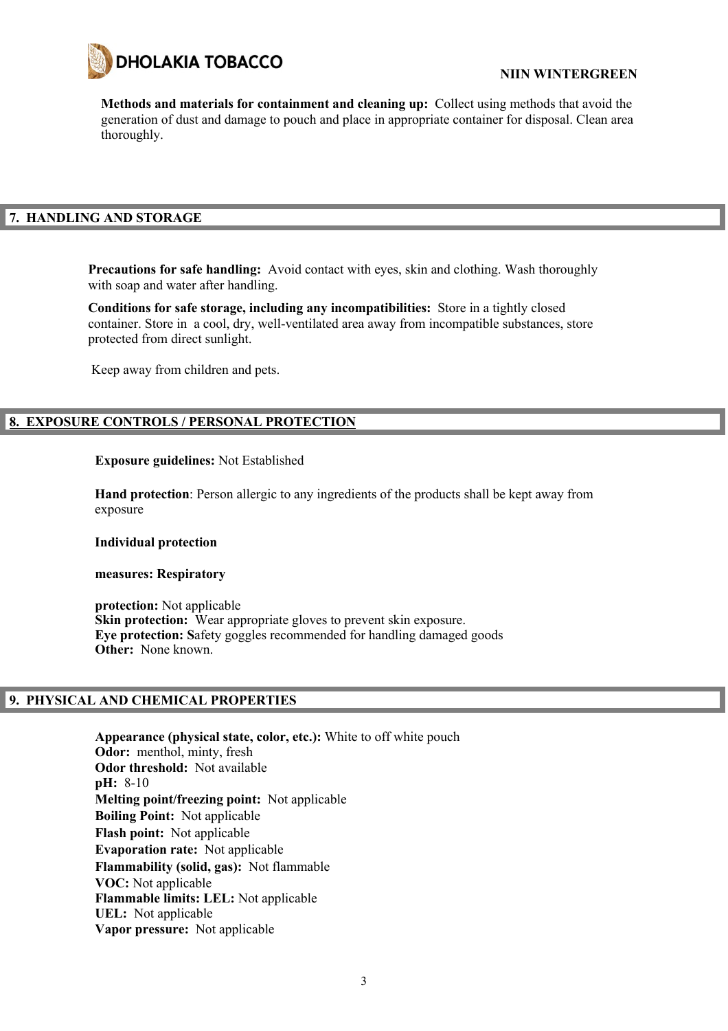**Methods and materials for containment and cleaning up:** Collect using methods that avoid the generation of dust and damage to pouch and place in appropriate container for disposal. Clean area thoroughly.

## 7. HANDLING AND STORAGE

**Precautions for safe handling:** Avoid contact with eyes, skin and clothing. Wash thoroughly with soap and water after handling.

**Conditions for safe storage, including any incompatibilities:** Store in a tightly closed container. Store in a cool, dry, well-ventilated area away from incompatible substances, store protected from direct sunlight.

Keep away from children and pets.

## 8. EXPOSURE CONTROLS / PERSONAL PROTECTION

**Exposure guidelines:** Not Established

**Hand protection**: Person allergic to any ingredients of the products shall be kept away from exposure

**Individual protection**

**measures: Respiratory**

**protection:** Not applicable
**Skin protection:** Wear appropriate gloves to prevent skin exposure.
**Eye protection: S**afety goggles recommended for handling damaged goods
**Other:** None known.

## 9. PHYSICAL AND CHEMICAL PROPERTIES

**Appearance (physical state, color, etc.):** White to off white pouch
**Odor:** menthol, minty, fresh
**Odor threshold:** Not available
**pH:** 8-10
**Melting point/freezing point:** Not applicable
**Boiling Point:** Not applicable
**Flash point:** Not applicable
**Evaporation rate:** Not applicable
**Flammability (solid, gas):** Not flammable
**VOC:** Not applicable
**Flammable limits: LEL:** Not applicable
**UEL:** Not applicable
**Vapor pressure:** Not applicable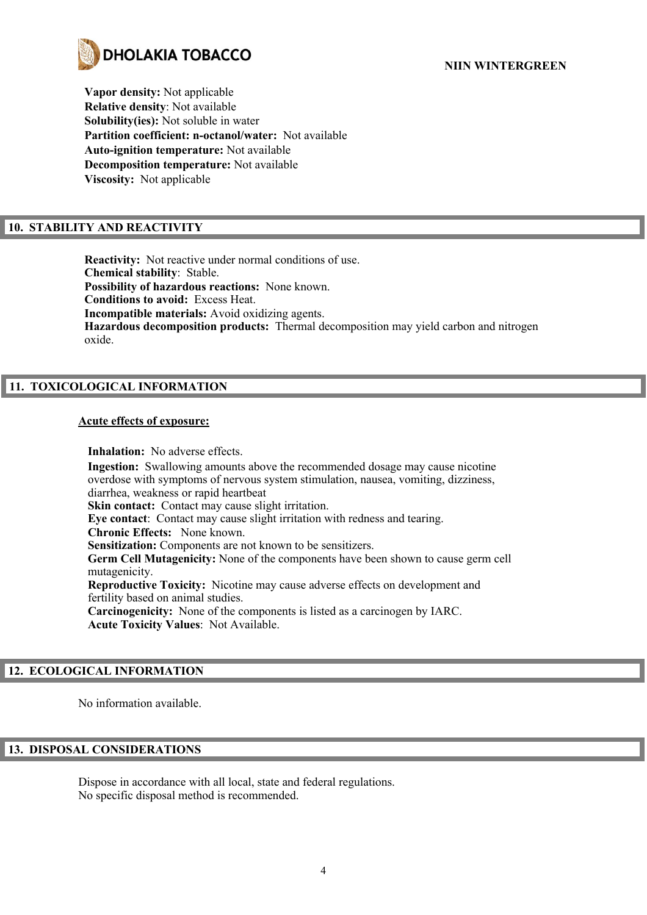**Vapor density:** Not applicable
**Relative density**: Not available
**Solubility(ies):** Not soluble in water
**Partition coefficient: n-octanol/water:** Not available
**Auto-ignition temperature:** Not available
**Decomposition temperature:** Not available
**Viscosity:** Not applicable

## 10. STABILITY AND REACTIVITY

**Reactivity:** Not reactive under normal conditions of use.
**Chemical stability**: Stable.
**Possibility of hazardous reactions:** None known.
**Conditions to avoid:** Excess Heat.
**Incompatible materials:** Avoid oxidizing agents.
**Hazardous decomposition products:** Thermal decomposition may yield carbon and nitrogen oxide.

## 11. TOXICOLOGICAL INFORMATION

**Acute effects of exposure:**

**Inhalation:** No adverse effects.
**Ingestion:** Swallowing amounts above the recommended dosage may cause nicotine overdose with symptoms of nervous system stimulation, nausea, vomiting, dizziness, diarrhea, weakness or rapid heartbeat
**Skin contact:** Contact may cause slight irritation.
**Eye contact**: Contact may cause slight irritation with redness and tearing.
**Chronic Effects:** None known.
**Sensitization:** Components are not known to be sensitizers.
**Germ Cell Mutagenicity:** None of the components have been shown to cause germ cell mutagenicity.
**Reproductive Toxicity:** Nicotine may cause adverse effects on development and fertility based on animal studies.
**Carcinogenicity:** None of the components is listed as a carcinogen by IARC.
**Acute Toxicity Values**: Not Available.

## 12. ECOLOGICAL INFORMATION

No information available.

## 13. DISPOSAL CONSIDERATIONS

Dispose in accordance with all local, state and federal regulations.
No specific disposal method is recommended.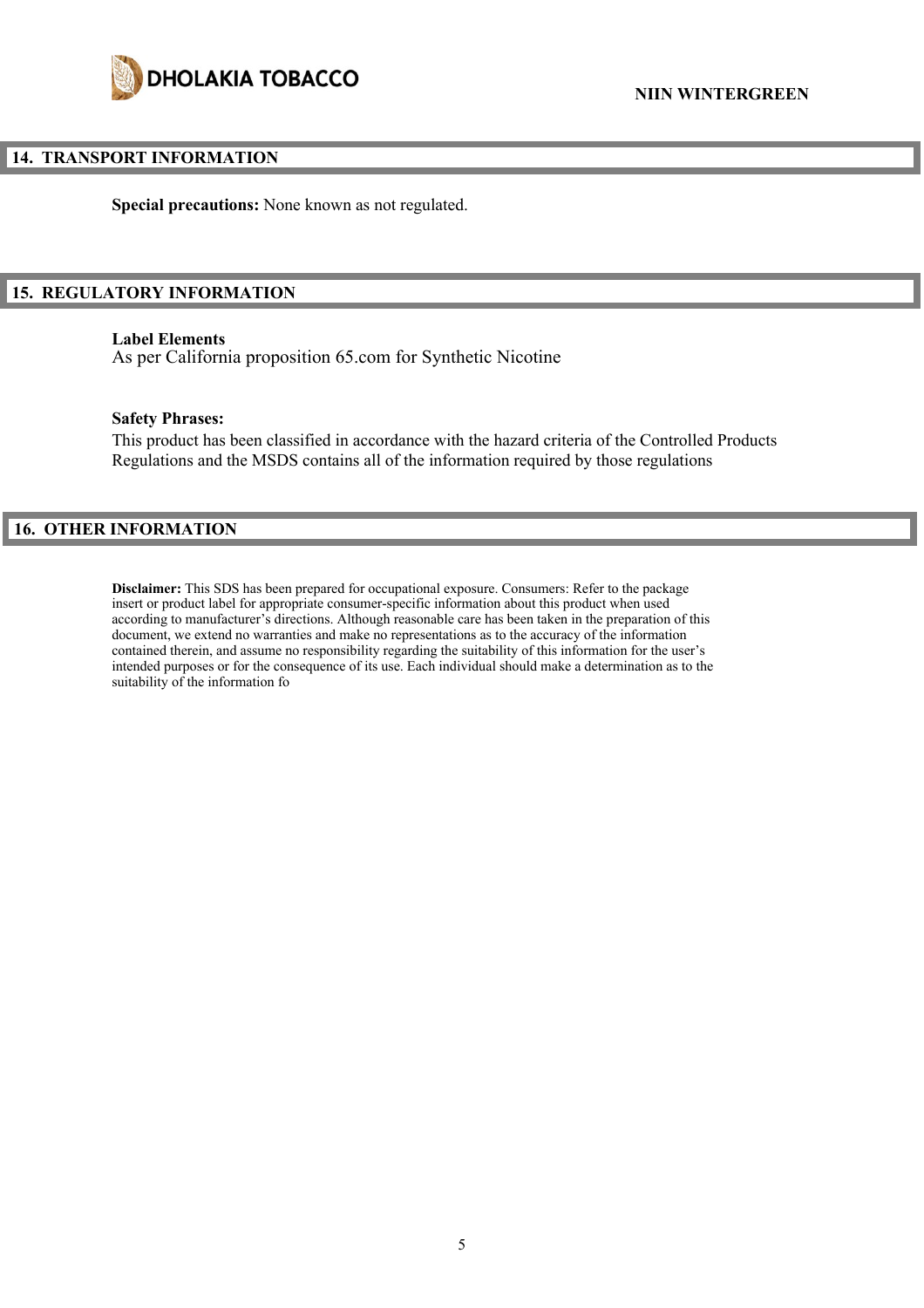## 14. TRANSPORT INFORMATION

**Special precautions:** None known as not regulated.

## 15. REGULATORY INFORMATION

**Label Elements**
As per California proposition 65.com for Synthetic Nicotine

**Safety Phrases:**
This product has been classified in accordance with the hazard criteria of the Controlled Products Regulations and the MSDS contains all of the information required by those regulations

## 16. OTHER INFORMATION

**Disclaimer:** This SDS has been prepared for occupational exposure. Consumers: Refer to the package insert or product label for appropriate consumer-specific information about this product when used according to manufacturer's directions. Although reasonable care has been taken in the preparation of this document, we extend no warranties and make no representations as to the accuracy of the information contained therein, and assume no responsibility regarding the suitability of this information for the user's intended purposes or for the consequence of its use. Each individual should make a determination as to the suitability of the information fo